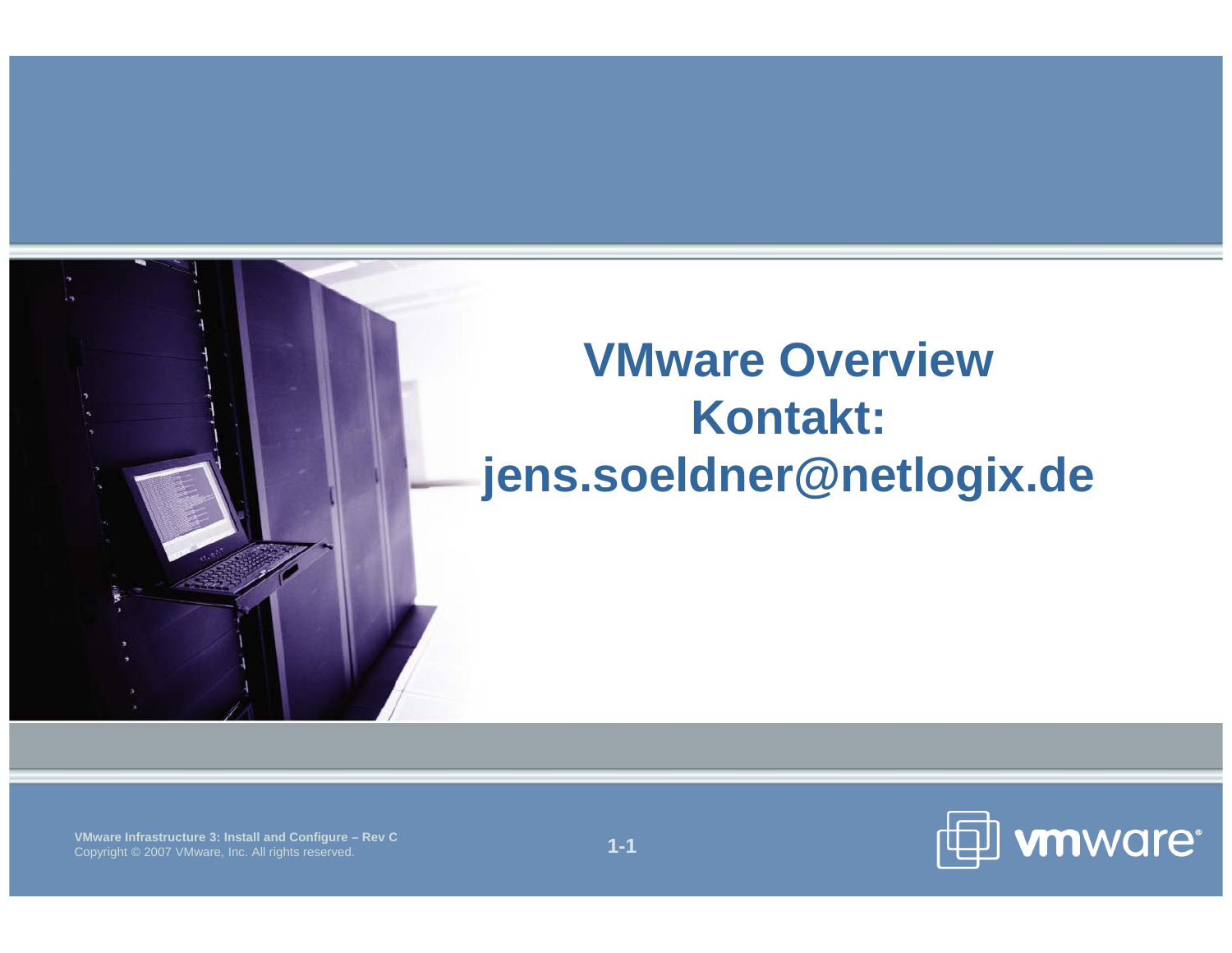# VMware Overview
## Kontakt:
## jens.soeldner@netlogix.de

VMware Infrastructure 3: Install and Configure – Rev C
Copyright © 2007 VMware, Inc. All rights reserved.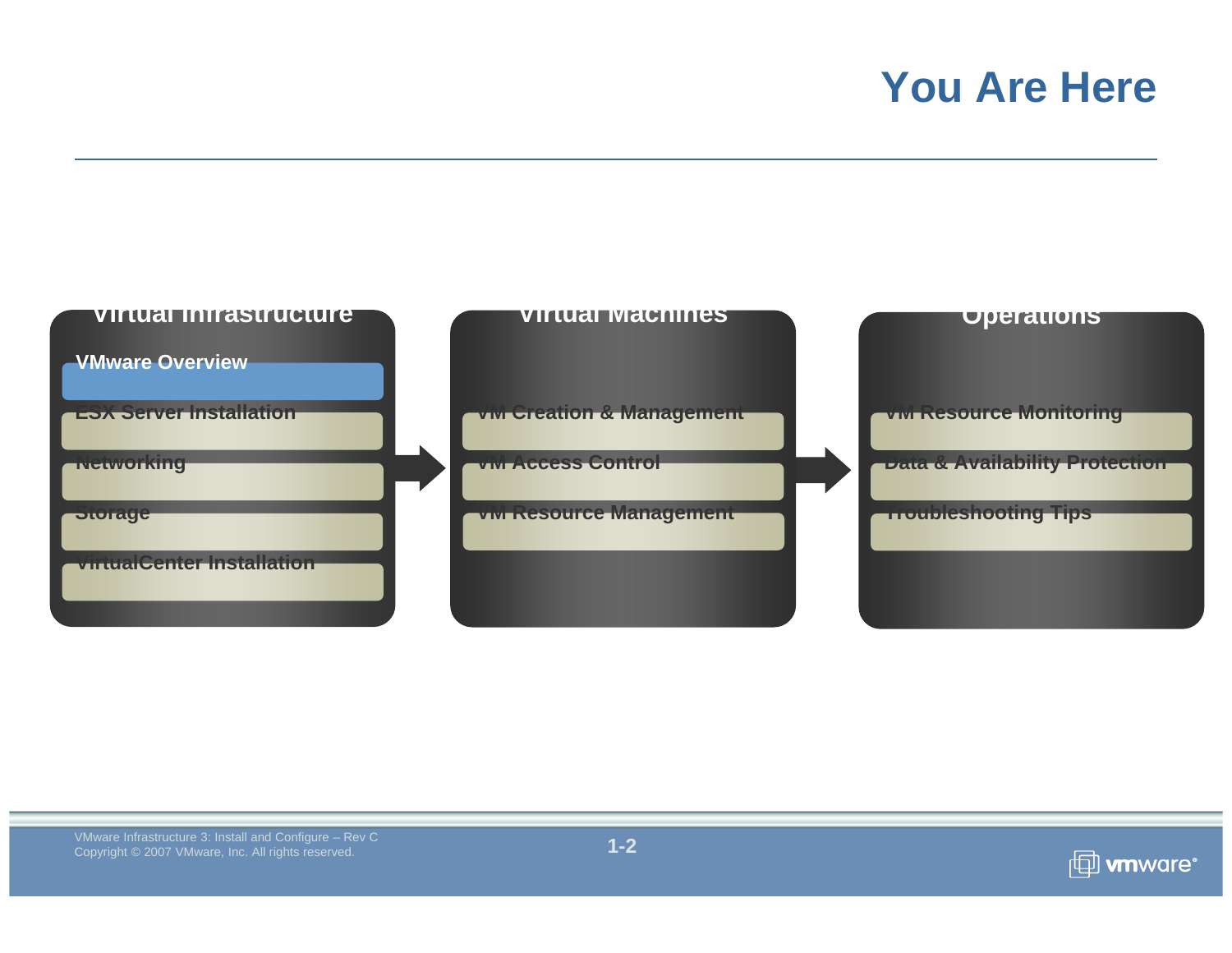# You Are Here

## Virtual Infrastructure

- **VMware Overview**
- ESX Server Installation
- Networking
- Storage
- VirtualCenter Installation

## Virtual Machines

- VM Creation & Management
- VM Access Control
- VM Resource Management

## Operations

- VM Resource Monitoring
- Data & Availability Protection
- Troubleshooting Tips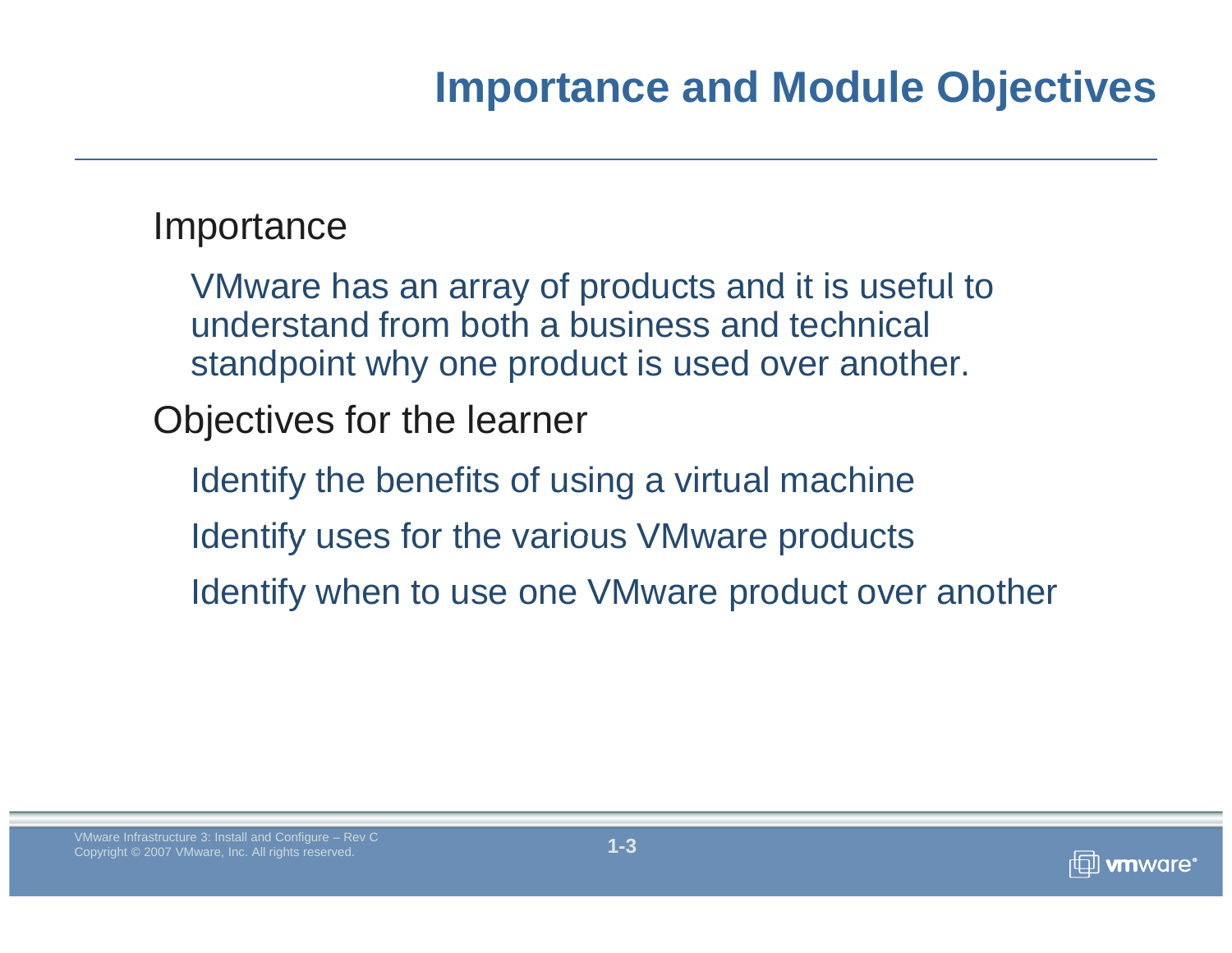# Importance and Module Objectives

## Importance

VMware has an array of products and it is useful to understand from both a business and technical standpoint why one product is used over another.

## Objectives for the learner

- Identify the benefits of using a virtual machine
- Identify uses for the various VMware products
- Identify when to use one VMware product over another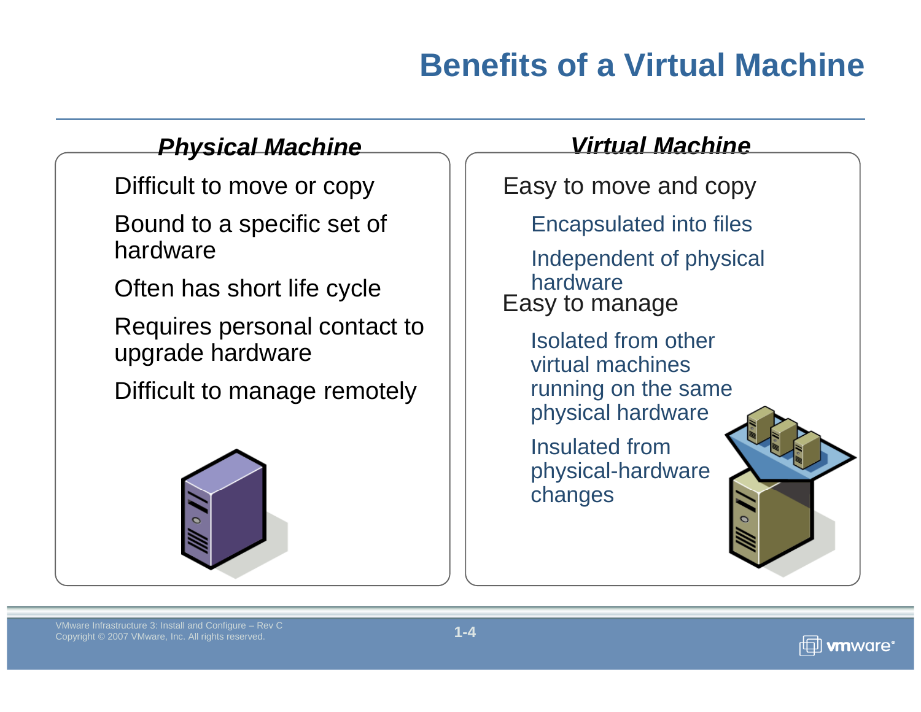# Benefits of a Virtual Machine

### *Physical Machine*

- Difficult to move or copy
- Bound to a specific set of hardware
- Often has short life cycle
- Requires personal contact to upgrade hardware
- Difficult to manage remotely

### *Virtual Machine*

- Easy to move and copy
  - Encapsulated into files
  - Independent of physical hardware
- Easy to manage
  - Isolated from other virtual machines running on the same physical hardware
  - Insulated from physical-hardware changes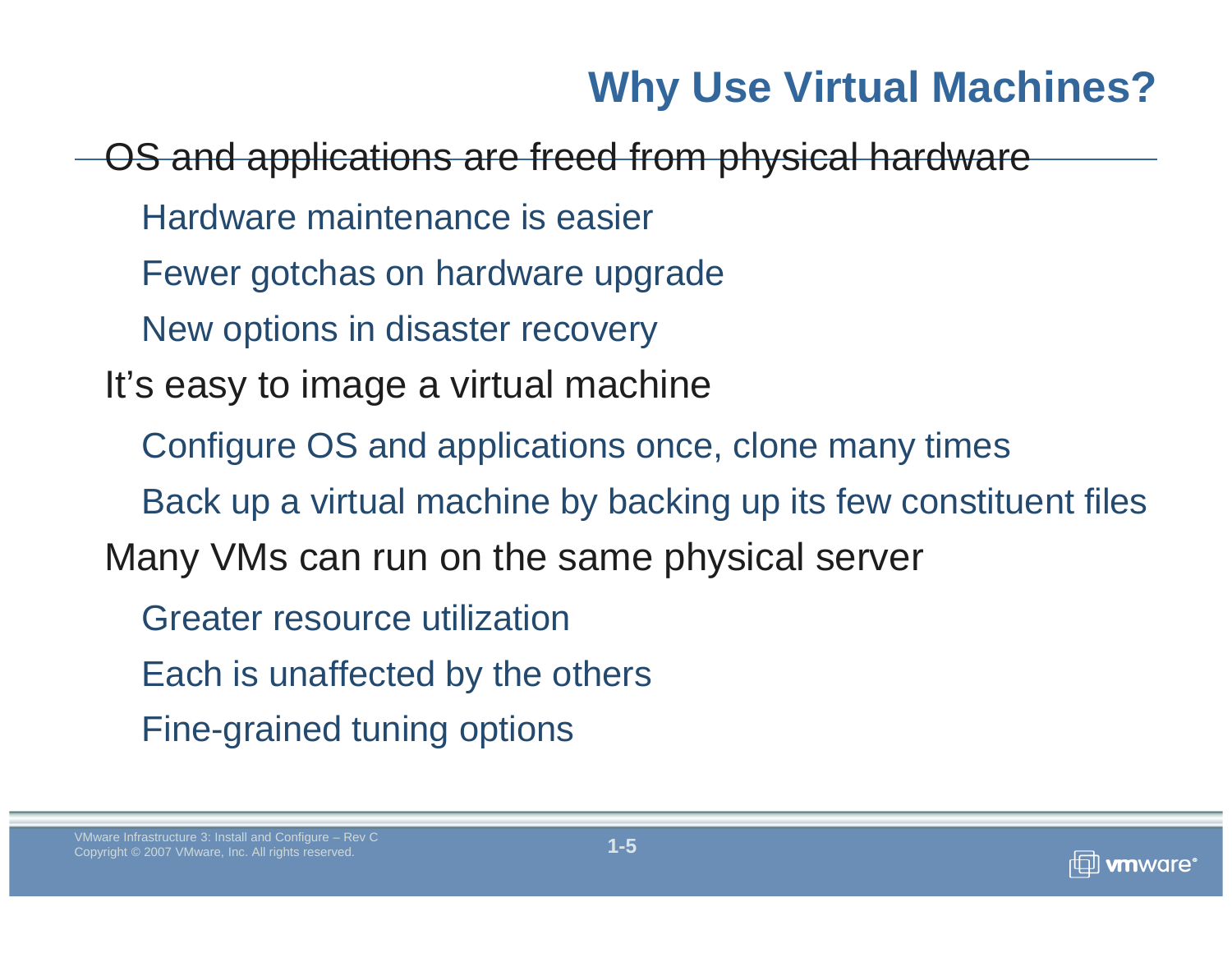# Why Use Virtual Machines?

- OS and applications are freed from physical hardware
  - Hardware maintenance is easier
  - Fewer gotchas on hardware upgrade
  - New options in disaster recovery
- It's easy to image a virtual machine
  - Configure OS and applications once, clone many times
  - Back up a virtual machine by backing up its few constituent files
- Many VMs can run on the same physical server
  - Greater resource utilization
  - Each is unaffected by the others
  - Fine-grained tuning options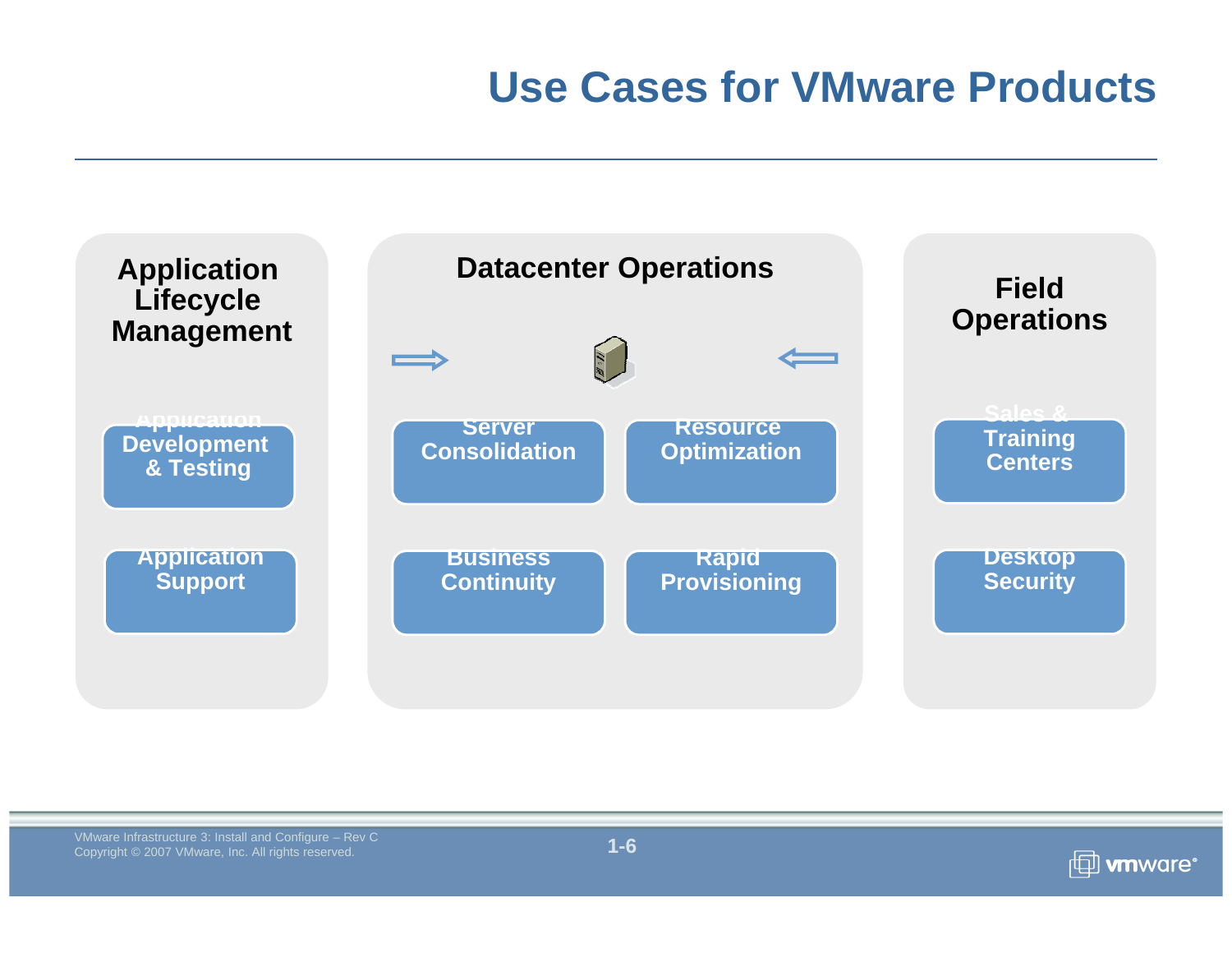# Use Cases for VMware Products

## Application Lifecycle Management

- Application Development & Testing
- Application Support

## Datacenter Operations

- Server Consolidation
- Resource Optimization
- Business Continuity
- Rapid Provisioning

## Field Operations

- Sales & Training Centers
- Desktop Security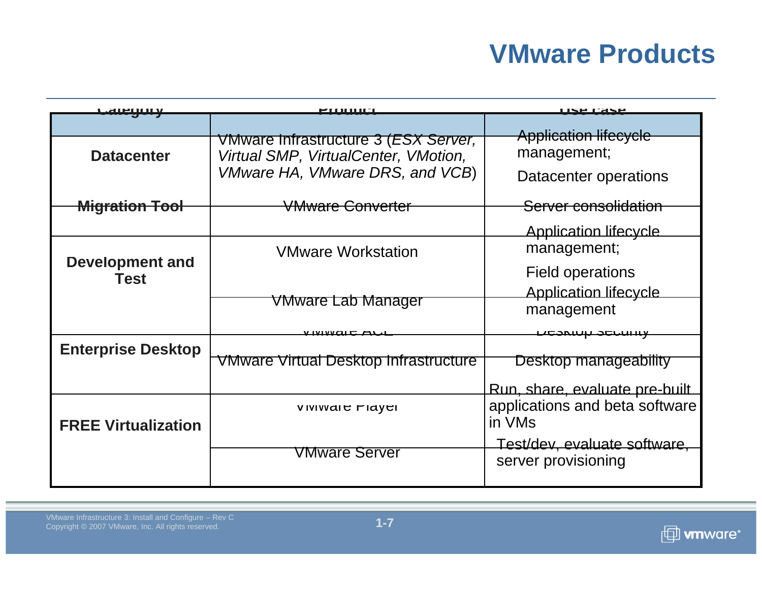# VMware Products

| Category | Product | Use case |
|---|---|---|
| **Datacenter** | VMware Infrastructure 3 (*ESX Server, Virtual SMP, VirtualCenter, VMotion, VMware HA, VMware DRS, and VCB*) | Application lifecycle management; Datacenter operations |
| **Migration Tool** | VMware Converter | Server consolidation |
| **Development and Test** | VMware Workstation | Application lifecycle management; Field operations |
| | VMware Lab Manager | Application lifecycle management |
| **Enterprise Desktop** | VMware ACE | Desktop security |
| | VMware Virtual Desktop Infrastructure | Desktop manageability |
| **FREE Virtualization** | VMware Player | Run, share, evaluate pre-built applications and beta software in VMs |
| | VMware Server | Test/dev, evaluate software, server provisioning |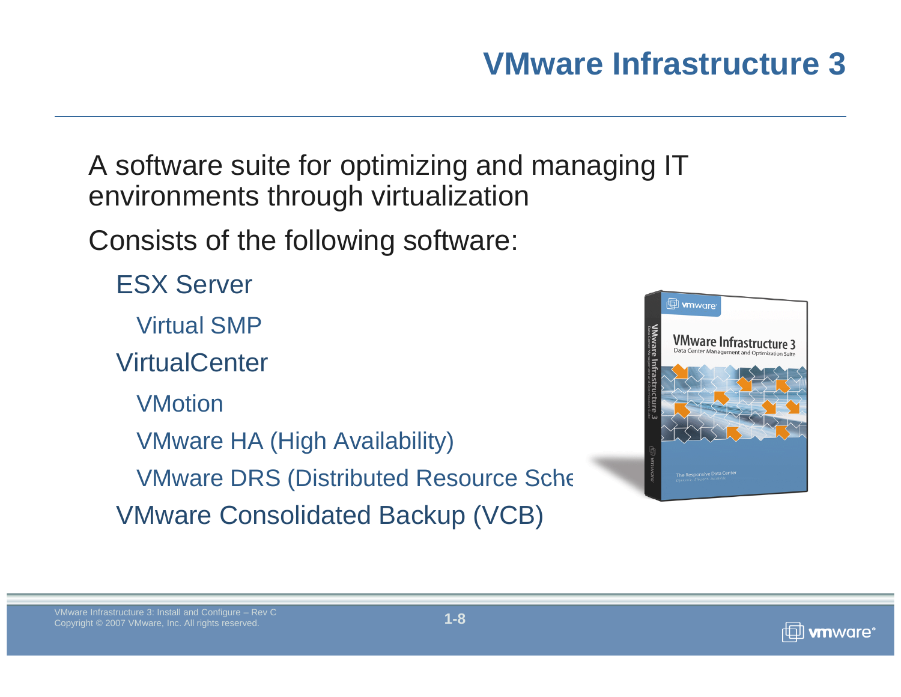# VMware Infrastructure 3

A software suite for optimizing and managing IT environments through virtualization

Consists of the following software:

- ESX Server
  - Virtual SMP
- VirtualCenter
  - VMotion
  - VMware HA (High Availability)
  - VMware DRS (Distributed Resource Sche
- VMware Consolidated Backup (VCB)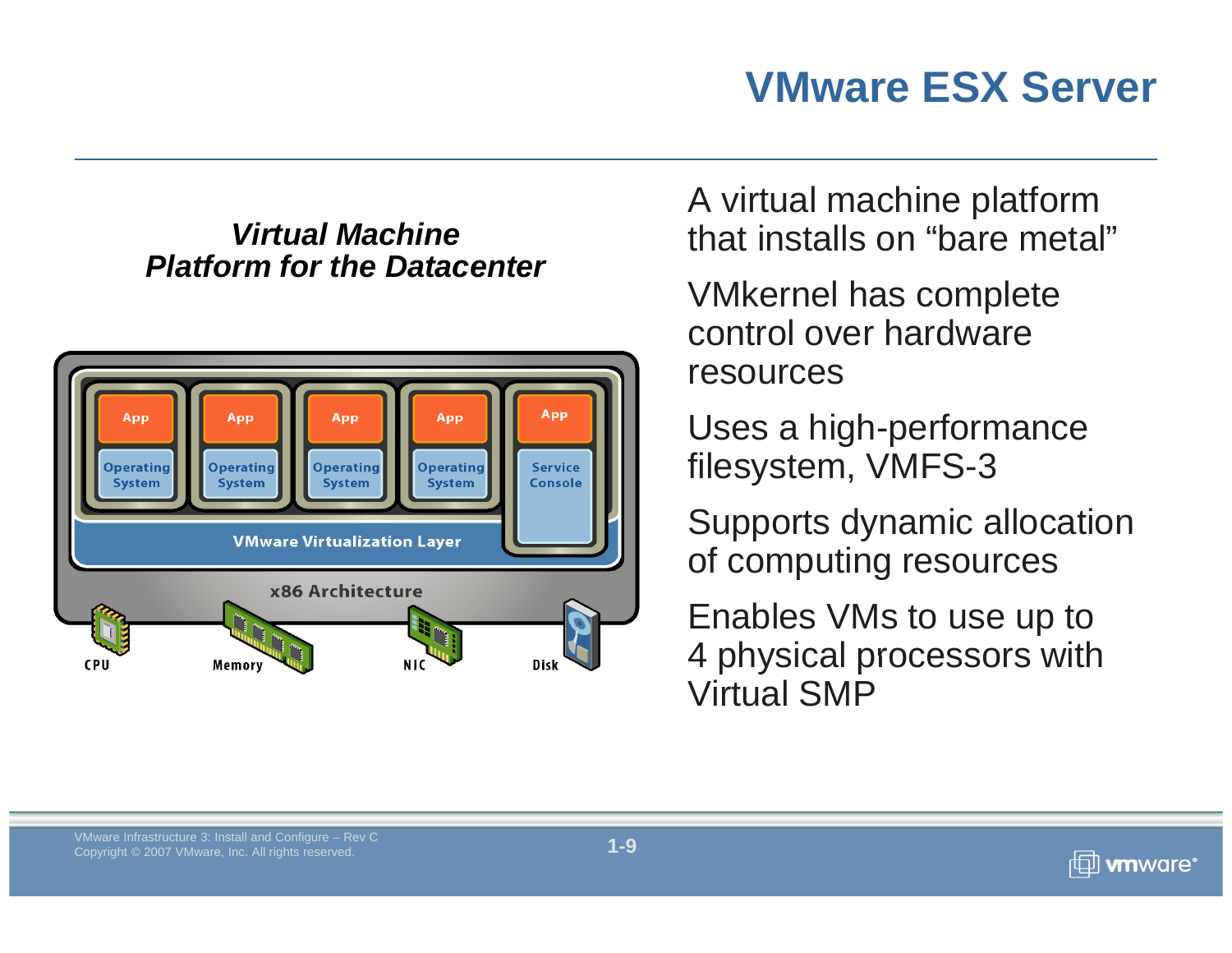# VMware ESX Server

***Virtual Machine Platform for the Datacenter***

| App | App | App | App | App |
| --- | --- | --- | --- | --- |
| Operating System | Operating System | Operating System | Operating System | Service Console |

VMware Virtualization Layer

x86 Architecture

CPU Memory NIC Disk

A virtual machine platform that installs on "bare metal"

VMkernel has complete control over hardware resources

Uses a high-performance filesystem, VMFS-3

Supports dynamic allocation of computing resources

Enables VMs to use up to 4 physical processors with Virtual SMP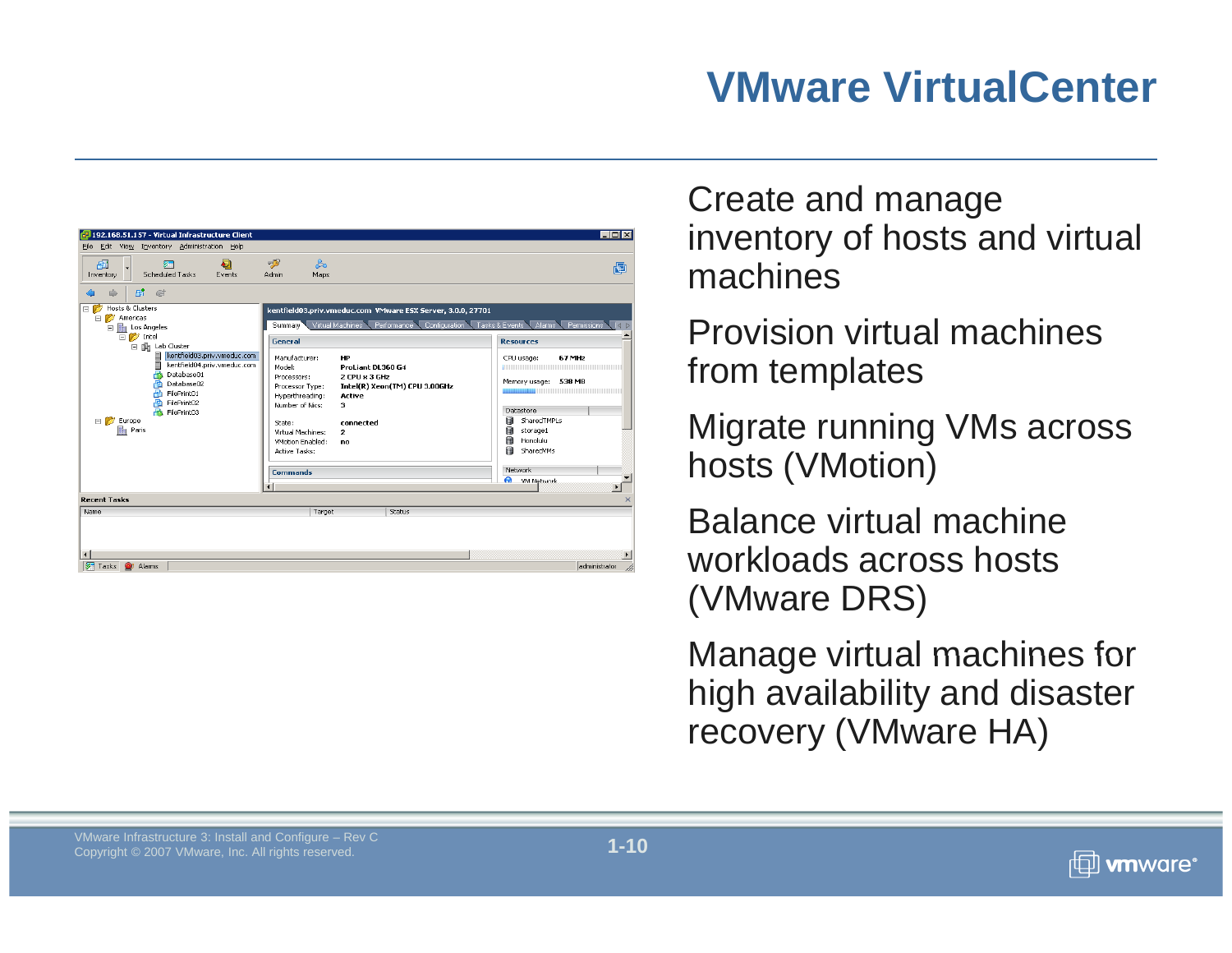# VMware VirtualCenter

Create and manage inventory of hosts and virtual machines

Provision virtual machines from templates

Migrate running VMs across hosts (VMotion)

Balance virtual machine workloads across hosts (VMware DRS)

Manage virtual machines for high availability and disaster recovery (VMware HA)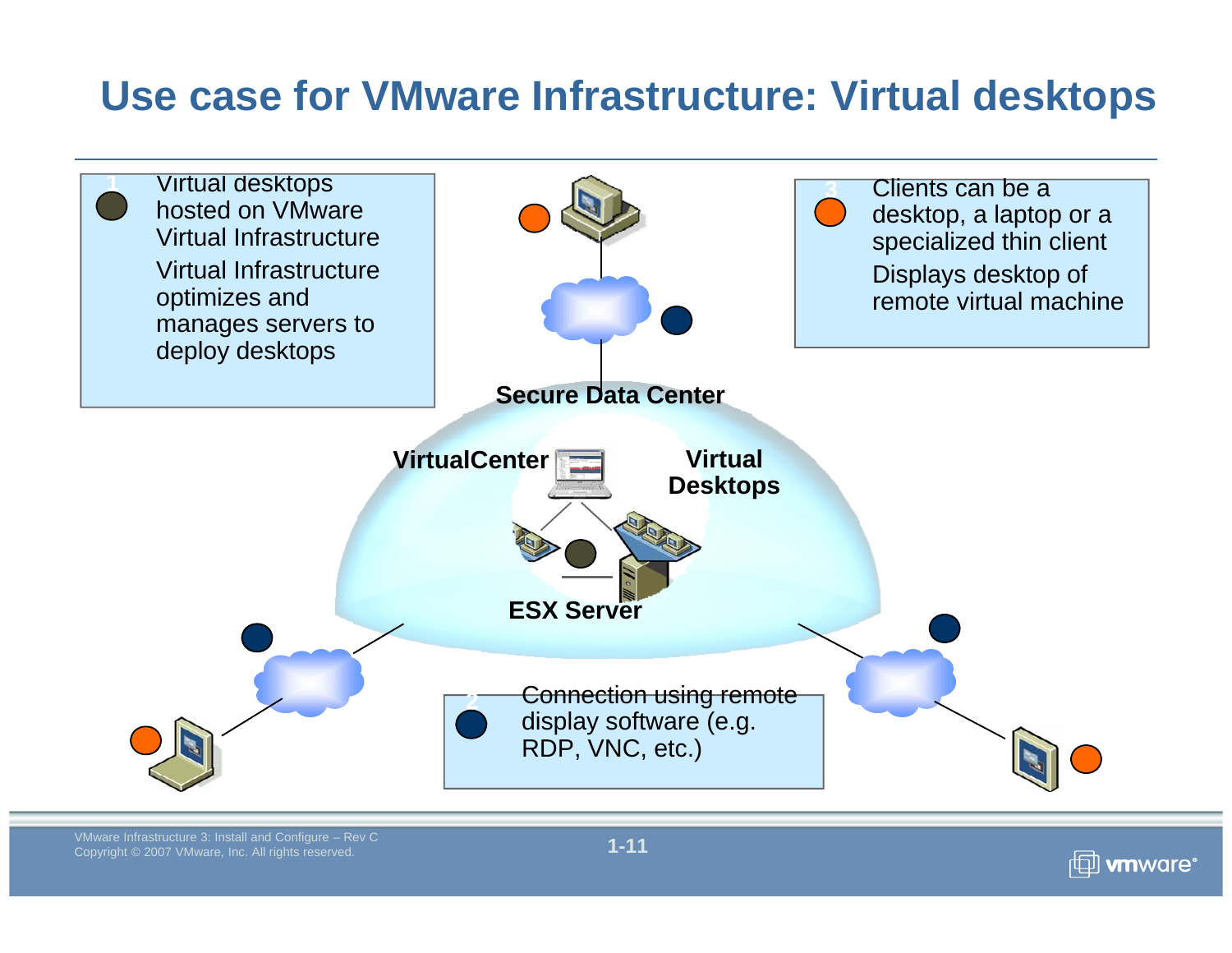# Use case for VMware Infrastructure: Virtual desktops

1. Virtual desktops hosted on VMware Virtual Infrastructure

   Virtual Infrastructure optimizes and manages servers to deploy desktops

3. Clients can be a desktop, a laptop or a specialized thin client

   Displays desktop of remote virtual machine

Secure Data Center

VirtualCenter

Virtual Desktops

ESX Server

2. Connection using remote display software (e.g. RDP, VNC, etc.)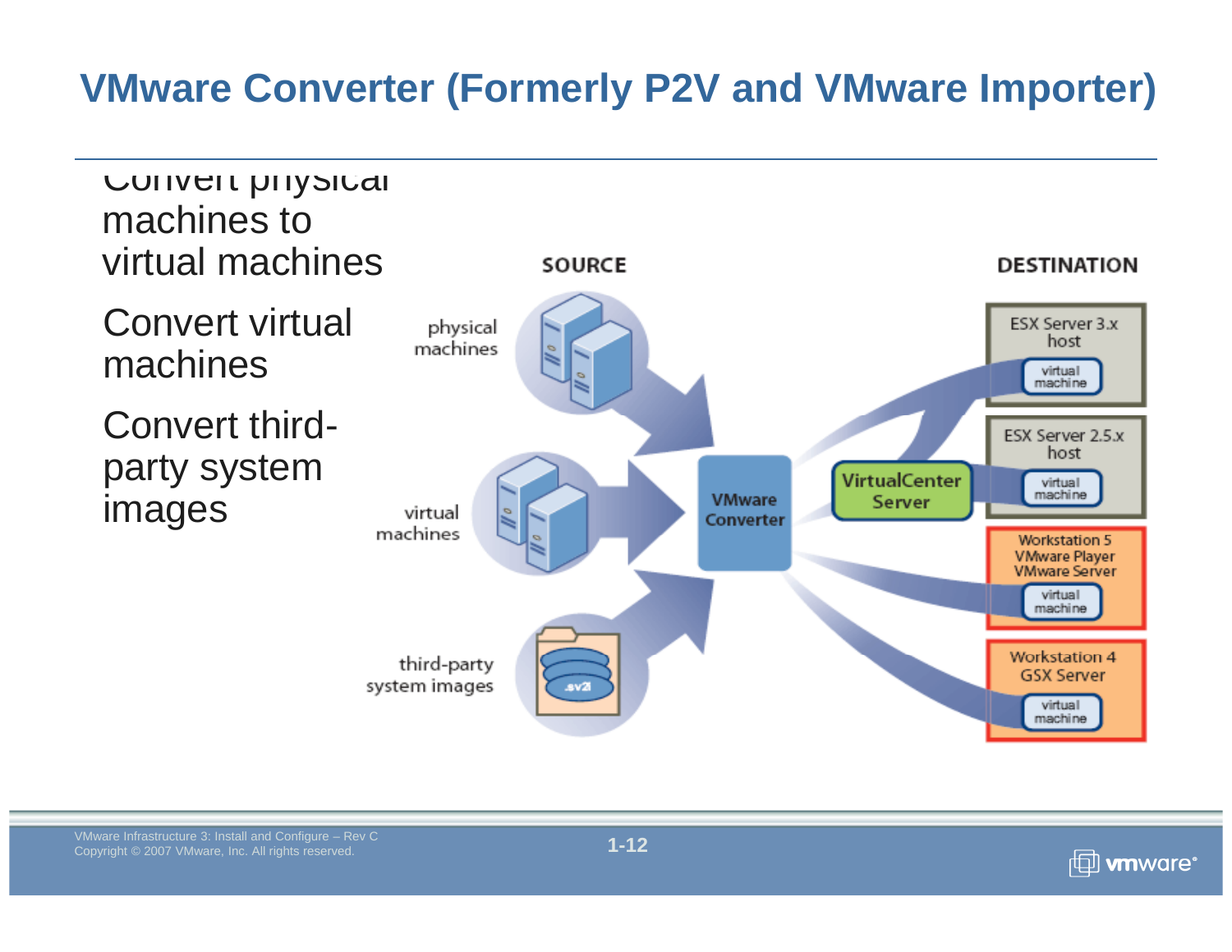# VMware Converter (Formerly P2V and VMware Importer)

- Convert physical machines to virtual machines
- Convert virtual machines
- Convert third-party system images

SOURCE

physical machines

virtual machines

third-party system images

VMware Converter

VirtualCenter Server

DESTINATION

ESX Server 3.x host — virtual machine

ESX Server 2.5.x host — virtual machine

Workstation 5, VMware Player, VMware Server — virtual machine

Workstation 4, GSX Server — virtual machine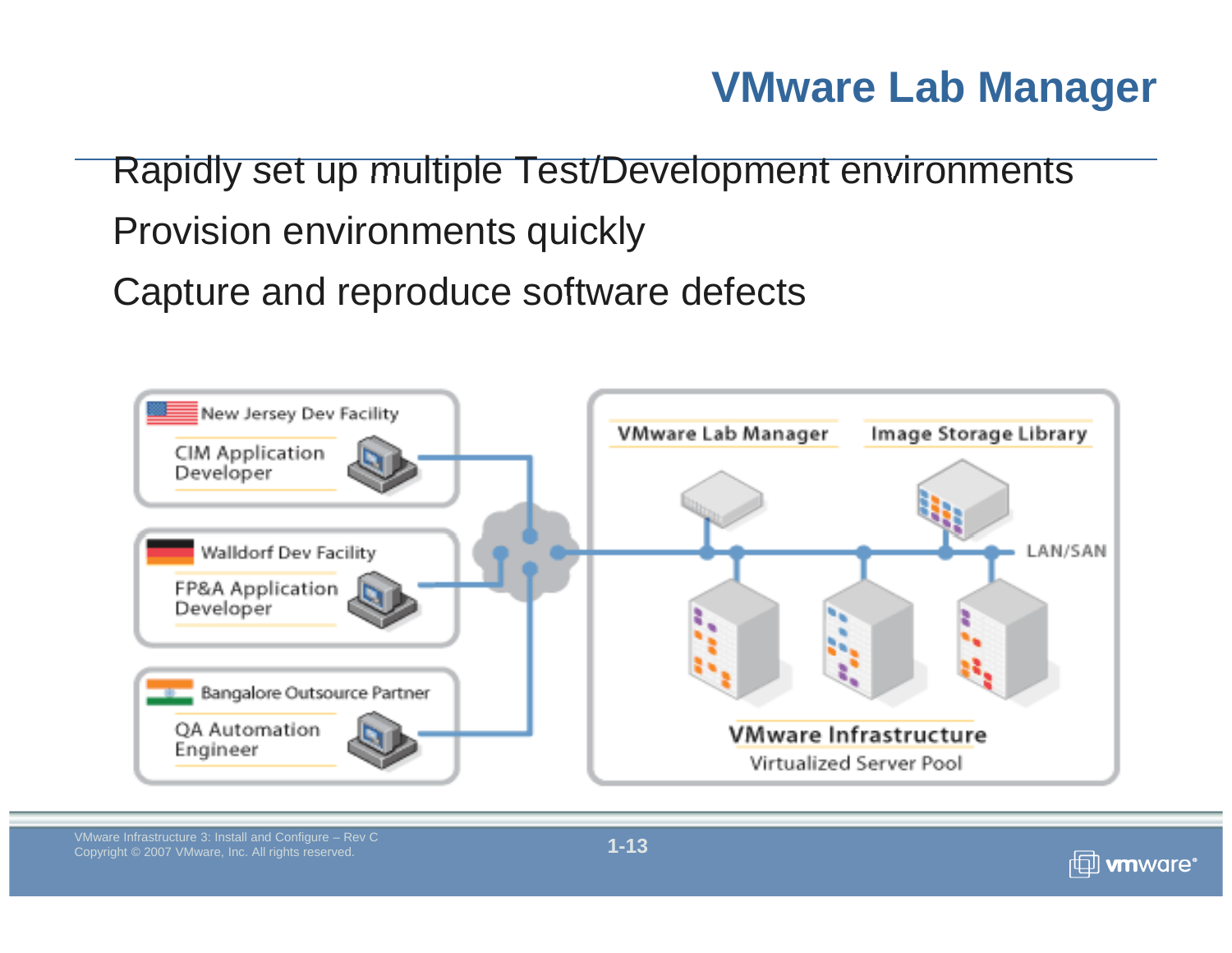# VMware Lab Manager

- Rapidly set up multiple Test/Development environments
- Provision environments quickly
- Capture and reproduce software defects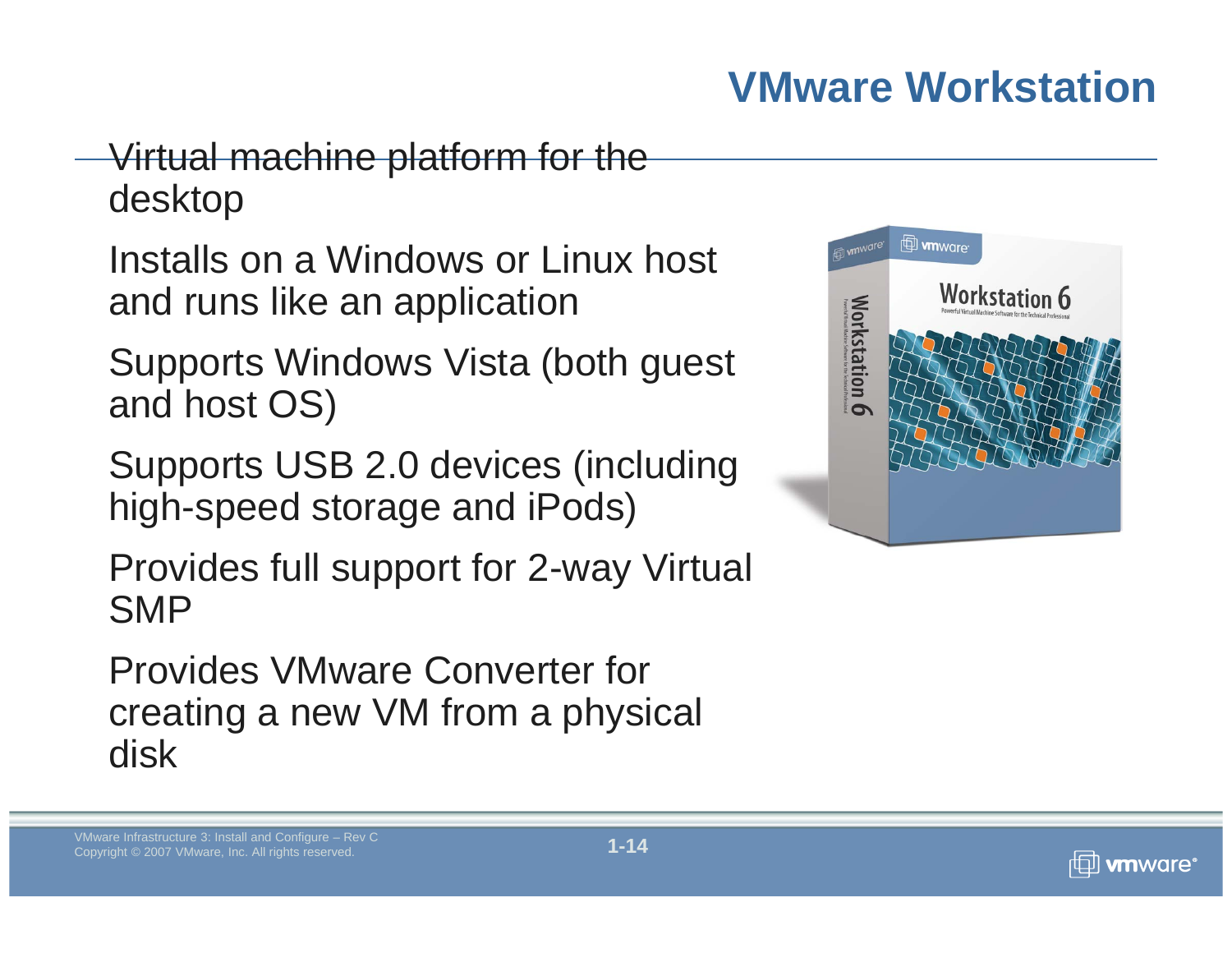# VMware Workstation

- Virtual machine platform for the desktop
- Installs on a Windows or Linux host and runs like an application
- Supports Windows Vista (both guest and host OS)
- Supports USB 2.0 devices (including high-speed storage and iPods)
- Provides full support for 2-way Virtual SMP
- Provides VMware Converter for creating a new VM from a physical disk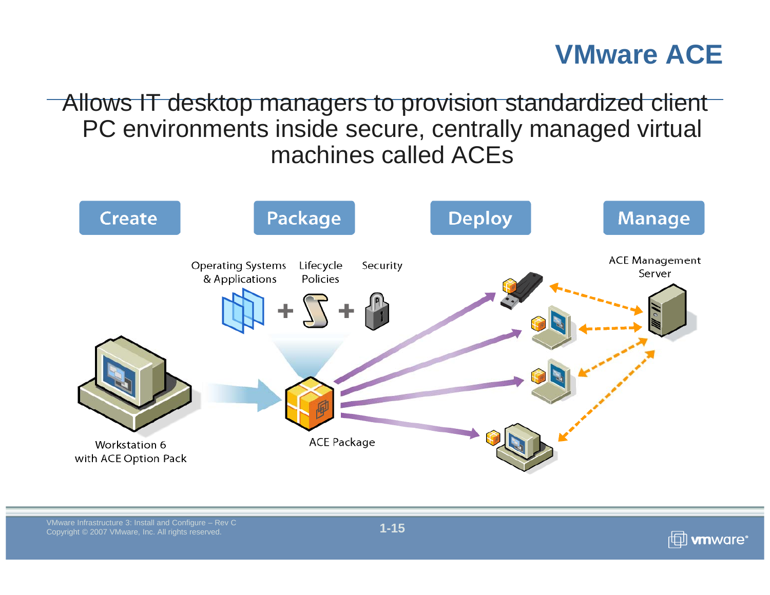# VMware ACE

Allows IT desktop managers to provision standardized client PC environments inside secure, centrally managed virtual machines called ACEs

Create

Package

Deploy

Manage

Operating Systems & Applications

Lifecycle Policies

Security

ACE Management Server

Workstation 6 with ACE Option Pack

ACE Package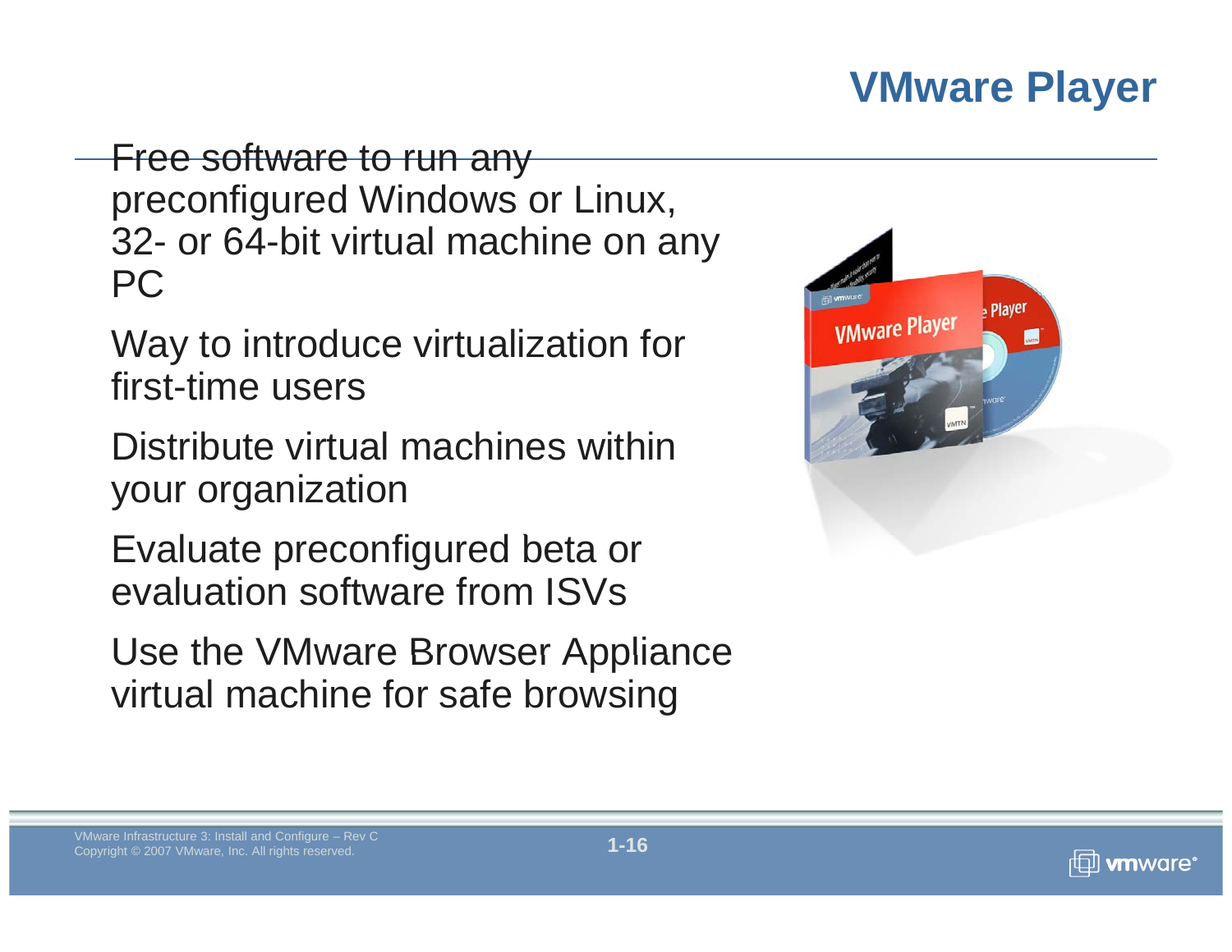# VMware Player

- Free software to run any preconfigured Windows or Linux, 32- or 64-bit virtual machine on any PC
- Way to introduce virtualization for first-time users
- Distribute virtual machines within your organization
- Evaluate preconfigured beta or evaluation software from ISVs
- Use the VMware Browser Appliance virtual machine for safe browsing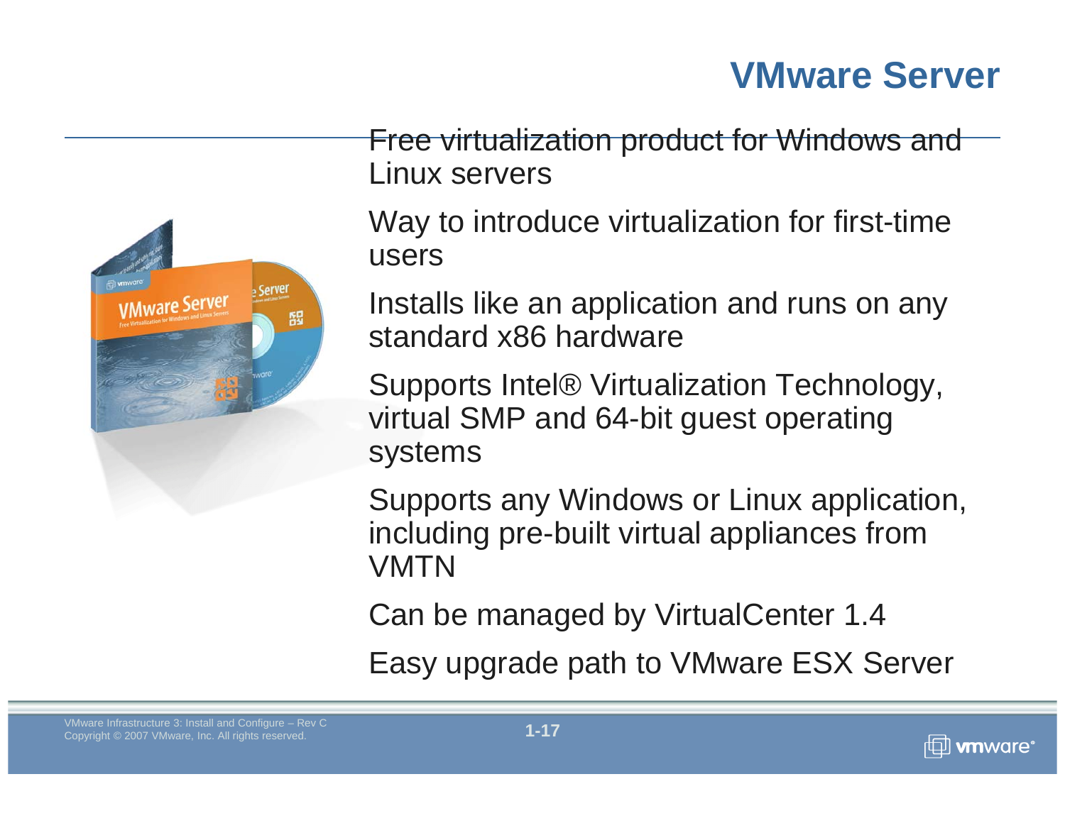# VMware Server

- Free virtualization product for Windows and Linux servers
- Way to introduce virtualization for first-time users
- Installs like an application and runs on any standard x86 hardware
- Supports Intel® Virtualization Technology, virtual SMP and 64-bit guest operating systems
- Supports any Windows or Linux application, including pre-built virtual appliances from VMTN
- Can be managed by VirtualCenter 1.4
- Easy upgrade path to VMware ESX Server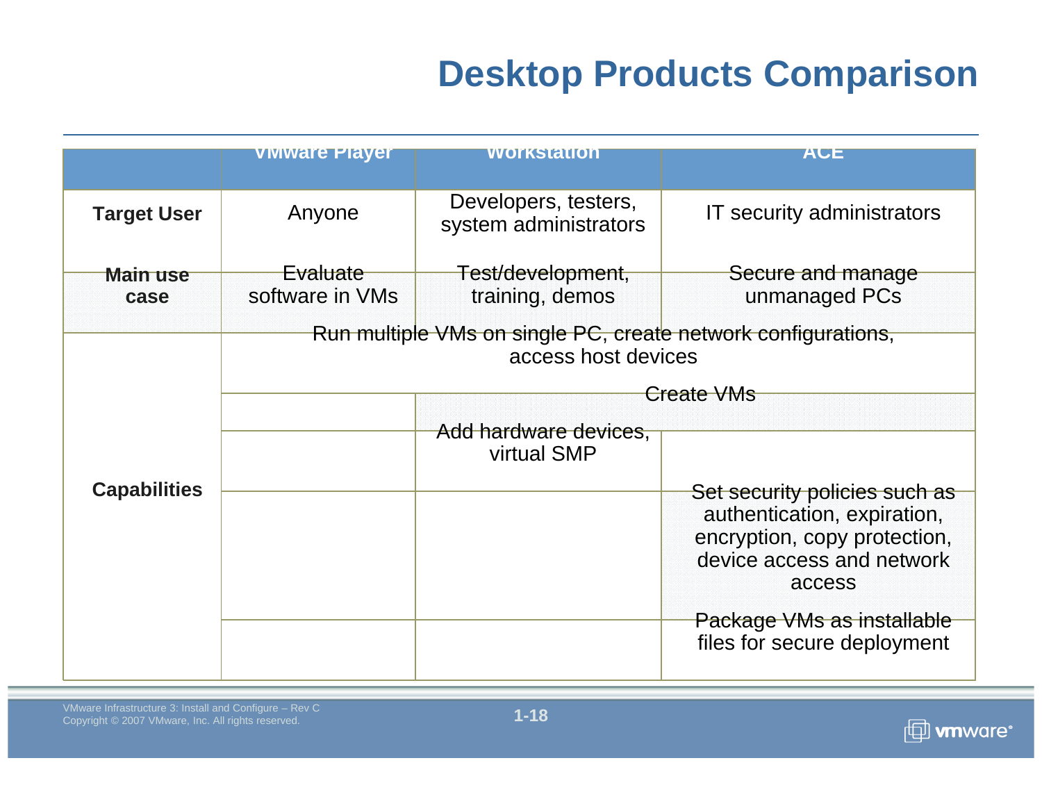# Desktop Products Comparison

| | VMware Player | Workstation | ACE |
|---|---|---|---|
| **Target User** | Anyone | Developers, testers, system administrators | IT security administrators |
| **Main use case** | Evaluate software in VMs | Test/development, training, demos | Secure and manage unmanaged PCs |
| **Capabilities** | Run multiple VMs on single PC, create network configurations, access host devices | | |
| | | Create VMs | |
| | | Add hardware devices, virtual SMP | |
| | | | Set security policies such as authentication, expiration, encryption, copy protection, device access and network access |
| | | | Package VMs as installable files for secure deployment |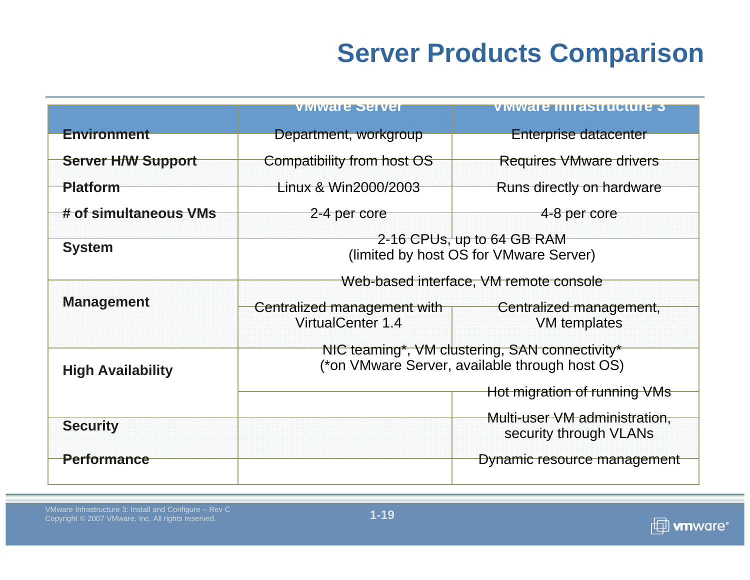# Server Products Comparison

| | VMware Server | VMware Infrastructure 3 |
|---|---|---|
| **Environment** | Department, workgroup | Enterprise datacenter |
| **Server H/W Support** | Compatibility from host OS | Requires VMware drivers |
| **Platform** | Linux & Win2000/2003 | Runs directly on hardware |
| **# of simultaneous VMs** | 2-4 per core | 4-8 per core |
| **System** | 2-16 CPUs, up to 64 GB RAM (limited by host OS for VMware Server) | |
| **Management** | Web-based interface, VM remote console | |
| | Centralized management with VirtualCenter 1.4 | Centralized management, VM templates |
| **High Availability** | NIC teaming*, VM clustering, SAN connectivity* (*on VMware Server, available through host OS) | |
| | | Hot migration of running VMs |
| **Security** | | Multi-user VM administration, security through VLANs |
| **Performance** | | Dynamic resource management |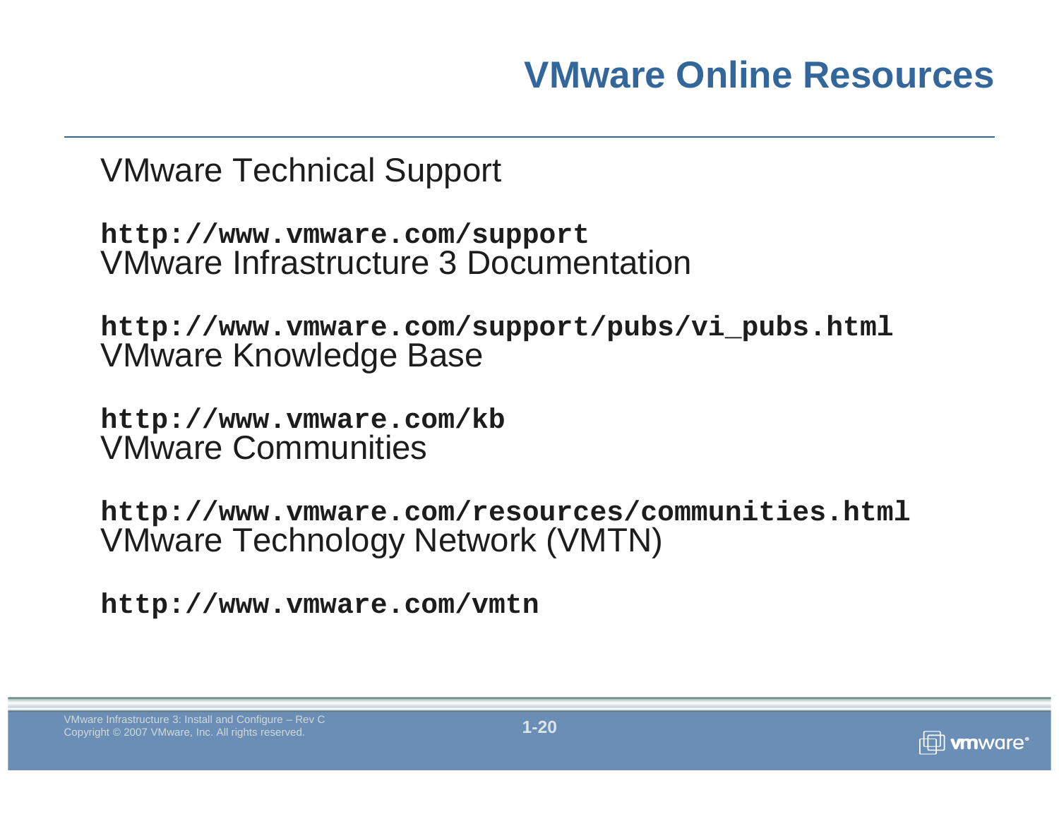# VMware Online Resources

VMware Technical Support

**`http://www.vmware.com/support`**
VMware Infrastructure 3 Documentation

**`http://www.vmware.com/support/pubs/vi_pubs.html`**
VMware Knowledge Base

**`http://www.vmware.com/kb`**
VMware Communities

**`http://www.vmware.com/resources/communities.html`**
VMware Technology Network (VMTN)

**`http://www.vmware.com/vmtn`**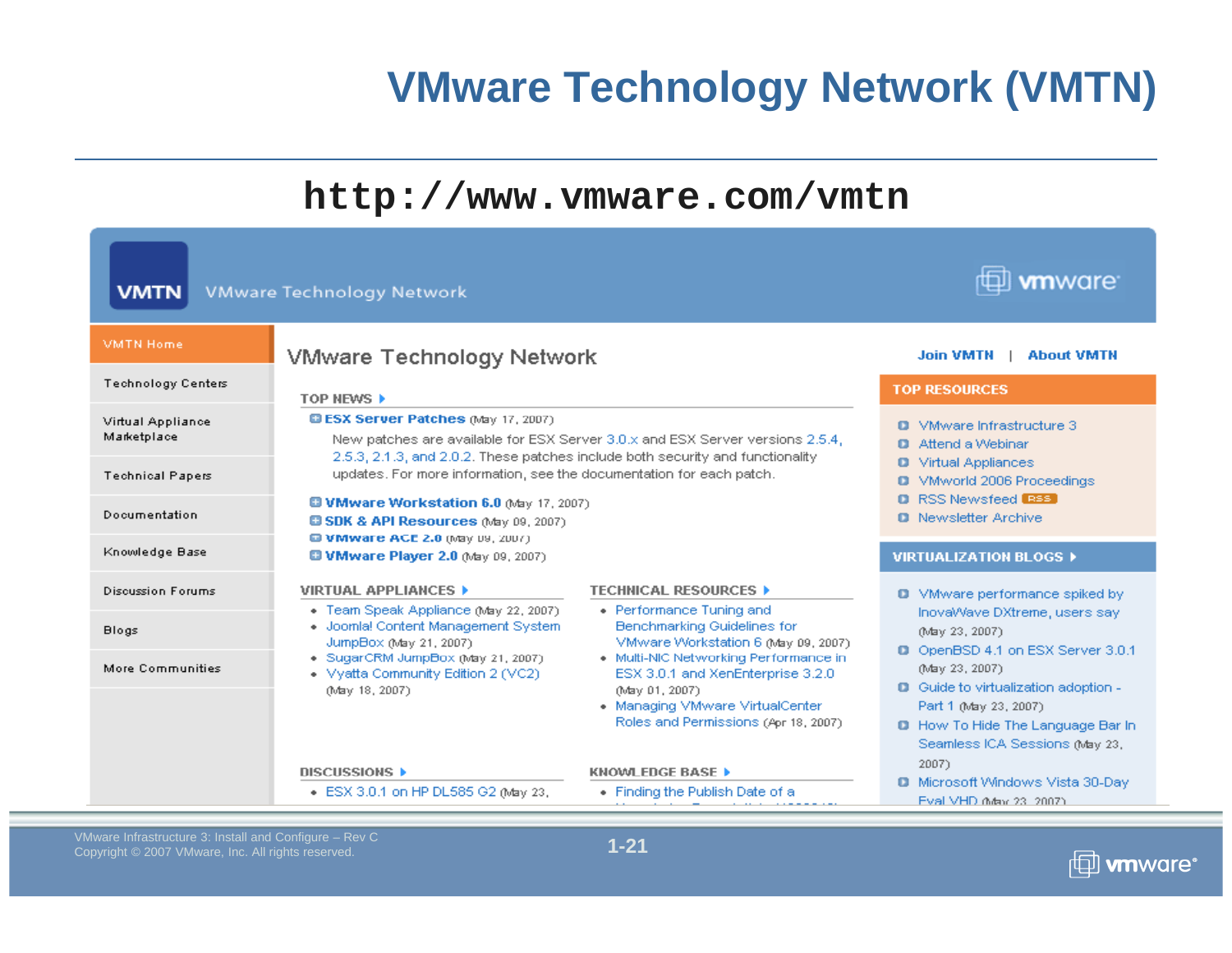# VMware Technology Network (VMTN)

## http://www.vmware.com/vmtn

**VMTN** VMware Technology Network

- VMTN Home
- Technology Centers
- Virtual Appliance Marketplace
- Technical Papers
- Documentation
- Knowledge Base
- Discussion Forums
- Blogs
- More Communities

### VMware Technology Network

**TOP NEWS**

- **ESX Server Patches** (May 17, 2007)
  New patches are available for ESX Server 3.0.x and ESX Server versions 2.5.4, 2.5.3, 2.1.3, and 2.0.2. These patches include both security and functionality updates. For more information, see the documentation for each patch.
- **VMware Workstation 6.0** (May 17, 2007)
- **SDK & API Resources** (May 09, 2007)
- **VMware ACE 2.0** (May 09, 2007)
- **VMware Player 2.0** (May 09, 2007)

**VIRTUAL APPLIANCES**

- Team Speak Appliance (May 22, 2007)
- Joomla! Content Management System JumpBox (May 21, 2007)
- SugarCRM JumpBox (May 21, 2007)
- Vyatta Community Edition 2 (VC2) (May 18, 2007)

**TECHNICAL RESOURCES**

- Performance Tuning and Benchmarking Guidelines for VMware Workstation 6 (May 09, 2007)
- Multi-NIC Networking Performance in ESX 3.0.1 and XenEnterprise 3.2.0 (May 01, 2007)
- Managing VMware VirtualCenter Roles and Permissions (Apr 18, 2007)

**DISCUSSIONS**

- ESX 3.0.1 on HP DL585 G2 (May 23,

**KNOWLEDGE BASE**

- Finding the Publish Date of a

Join VMTN | About VMTN

**TOP RESOURCES**

- VMware Infrastructure 3
- Attend a Webinar
- Virtual Appliances
- VMworld 2006 Proceedings
- RSS Newsfeed RSS
- Newsletter Archive

**VIRTUALIZATION BLOGS**

- VMware performance spiked by InovaWave DXtreme, users say (May 23, 2007)
- OpenBSD 4.1 on ESX Server 3.0.1 (May 23, 2007)
- Guide to virtualization adoption - Part 1 (May 23, 2007)
- How To Hide The Language Bar In Seamless ICA Sessions (May 23, 2007)
- Microsoft Windows Vista 30-Day Eval VHD (May 23, 2007)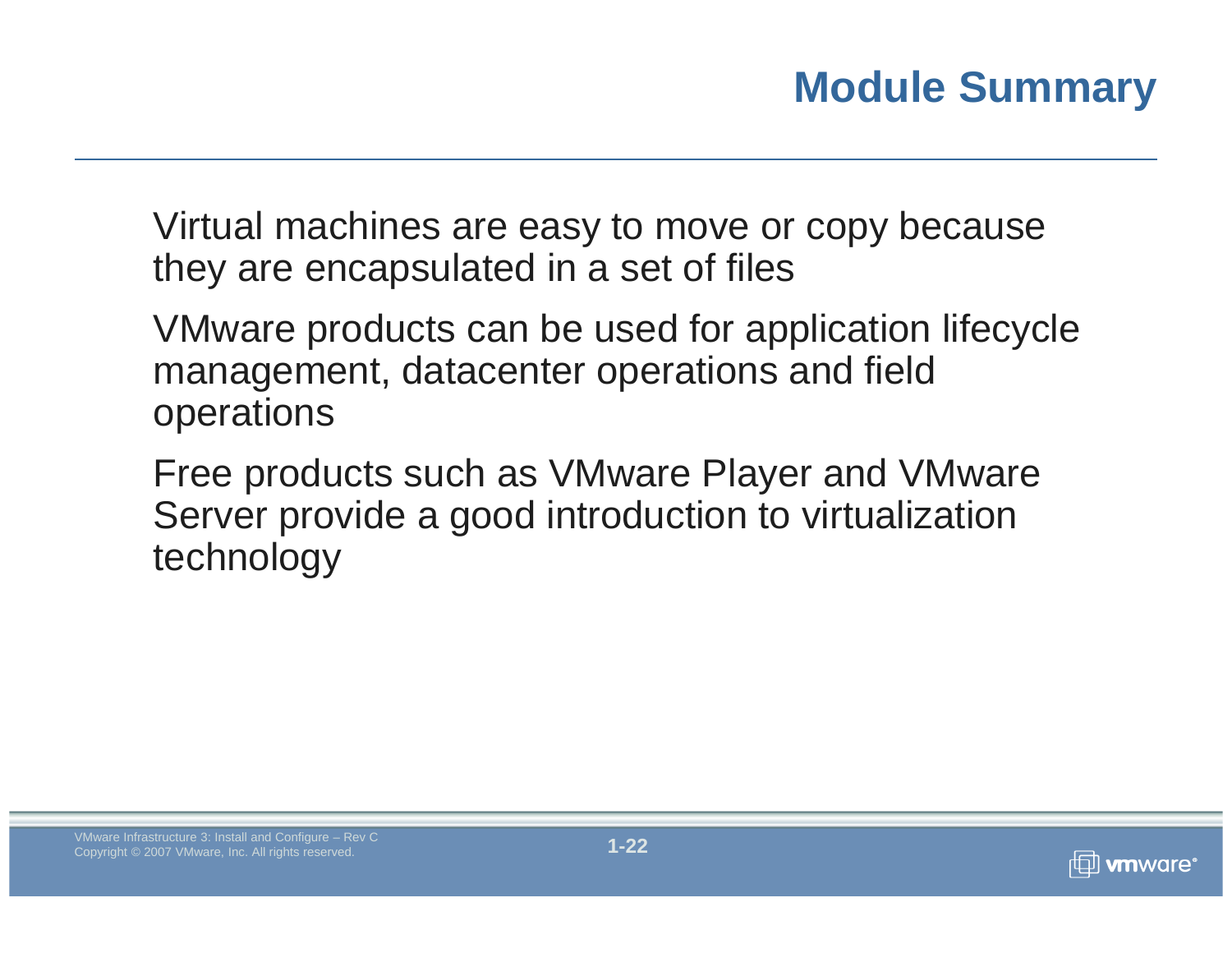# Module Summary

Virtual machines are easy to move or copy because they are encapsulated in a set of files

VMware products can be used for application lifecycle management, datacenter operations and field operations

Free products such as VMware Player and VMware Server provide a good introduction to virtualization technology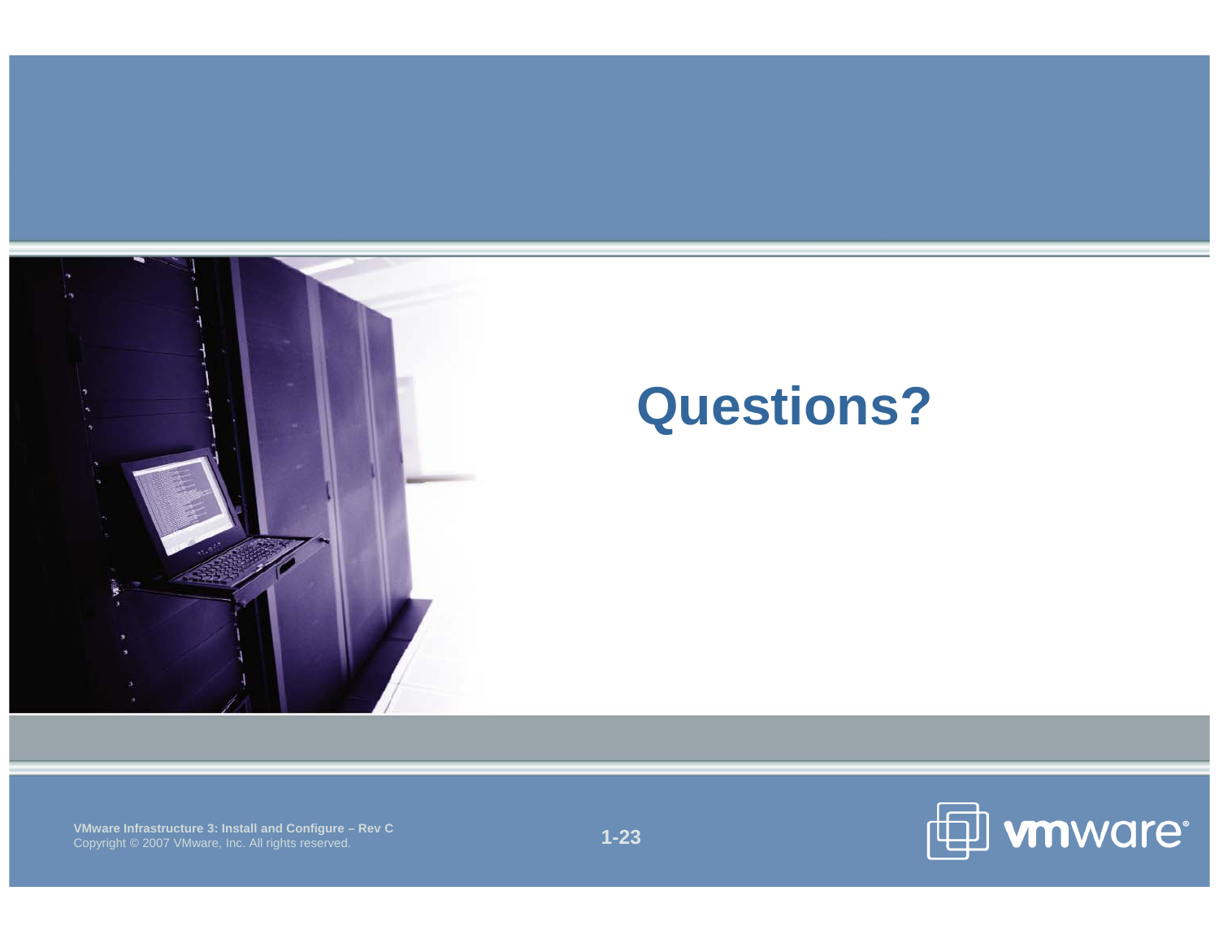# Questions?